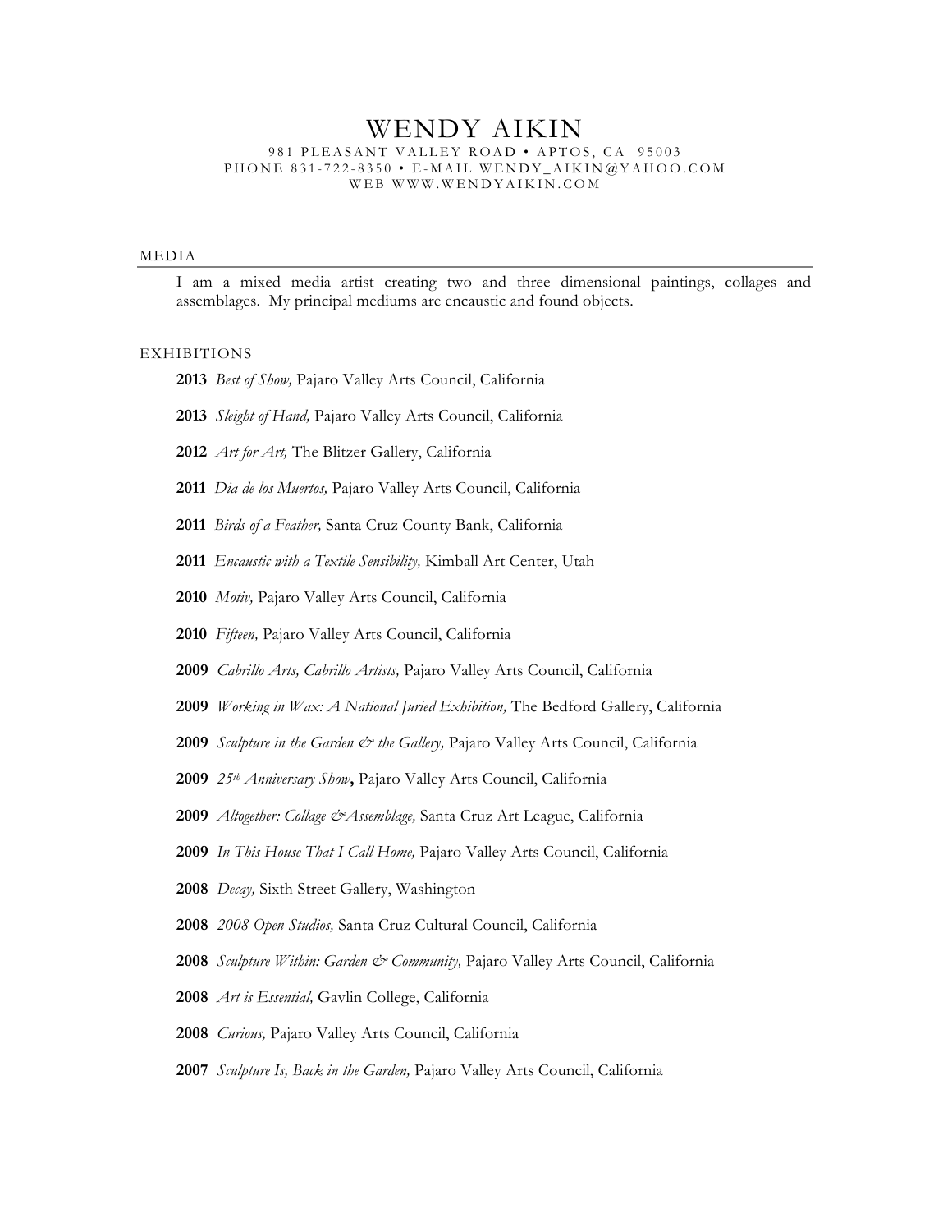# WENDY AIKIN

981 PLEASANT VALLEY ROAD • APTOS, CA 95003
PHONE 831-722-8350 • E-MAIL WENDY_AIKIN@YAHOO.COM
WEB WWW.WENDYAIKIN.COM

## MEDIA

I am a mixed media artist creating two and three dimensional paintings, collages and assemblages. My principal mediums are encaustic and found objects.

## EXHIBITIONS

**2013** *Best of Show,* Pajaro Valley Arts Council, California

**2013** *Sleight of Hand,* Pajaro Valley Arts Council, California

**2012** *Art for Art,* The Blitzer Gallery, California

**2011** *Dia de los Muertos,* Pajaro Valley Arts Council, California

**2011** *Birds of a Feather,* Santa Cruz County Bank, California

**2011** *Encaustic with a Textile Sensibility,* Kimball Art Center, Utah

**2010** *Motiv,* Pajaro Valley Arts Council, California

**2010** *Fifteen,* Pajaro Valley Arts Council, California

**2009** *Cabrillo Arts, Cabrillo Artists,* Pajaro Valley Arts Council, California

**2009** *Working in Wax: A National Juried Exhibition,* The Bedford Gallery, California

**2009** *Sculpture in the Garden & the Gallery,* Pajaro Valley Arts Council, California

**2009** *25th Anniversary Show***,** Pajaro Valley Arts Council, California

**2009** *Altogether: Collage &Assemblage,* Santa Cruz Art League, California

**2009** *In This House That I Call Home,* Pajaro Valley Arts Council, California

**2008** *Decay,* Sixth Street Gallery, Washington

**2008** *2008 Open Studios,* Santa Cruz Cultural Council, California

**2008** *Sculpture Within: Garden & Community,* Pajaro Valley Arts Council, California

**2008** *Art is Essential,* Gavlin College, California

**2008** *Curious,* Pajaro Valley Arts Council, California

**2007** *Sculpture Is, Back in the Garden,* Pajaro Valley Arts Council, California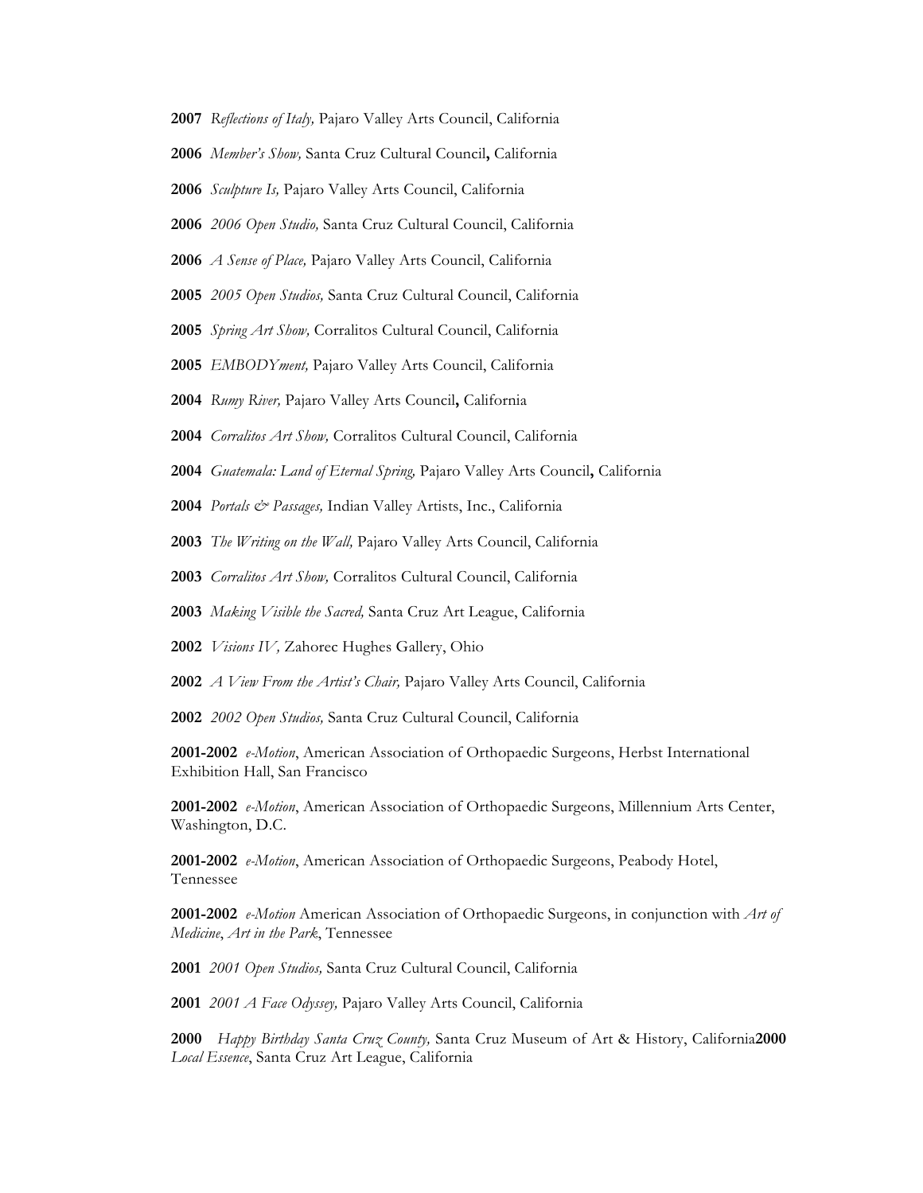**2007** *Reflections of Italy,* Pajaro Valley Arts Council, California

**2006** *Member's Show,* Santa Cruz Cultural Council**,** California

**2006** *Sculpture Is,* Pajaro Valley Arts Council, California

**2006** *2006 Open Studio,* Santa Cruz Cultural Council, California

**2006** *A Sense of Place,* Pajaro Valley Arts Council, California

**2005** *2005 Open Studios,* Santa Cruz Cultural Council, California

**2005** *Spring Art Show,* Corralitos Cultural Council, California

**2005** *EMBODYment,* Pajaro Valley Arts Council, California

**2004** *Rumy River,* Pajaro Valley Arts Council**,** California

**2004** *Corralitos Art Show,* Corralitos Cultural Council, California

**2004** *Guatemala: Land of Eternal Spring,* Pajaro Valley Arts Council**,** California

**2004** *Portals & Passages,* Indian Valley Artists, Inc., California

**2003** *The Writing on the Wall,* Pajaro Valley Arts Council, California

**2003** *Corralitos Art Show,* Corralitos Cultural Council, California

**2003** *Making Visible the Sacred,* Santa Cruz Art League, California

**2002** *Visions IV,* Zahorec Hughes Gallery, Ohio

**2002** *A View From the Artist's Chair,* Pajaro Valley Arts Council, California

**2002** *2002 Open Studios,* Santa Cruz Cultural Council, California

**2001-2002** *e-Motion*, American Association of Orthopaedic Surgeons, Herbst International Exhibition Hall, San Francisco

**2001-2002** *e-Motion*, American Association of Orthopaedic Surgeons, Millennium Arts Center, Washington, D.C.

**2001-2002** *e-Motion*, American Association of Orthopaedic Surgeons, Peabody Hotel, Tennessee

**2001-2002** *e-Motion* American Association of Orthopaedic Surgeons, in conjunction with *Art of Medicine*, *Art in the Park*, Tennessee

**2001** *2001 Open Studios,* Santa Cruz Cultural Council, California

**2001** *2001 A Face Odyssey,* Pajaro Valley Arts Council, California

**2000** *Happy Birthday Santa Cruz County,* Santa Cruz Museum of Art & History, California

**2000** *Local Essence*, Santa Cruz Art League, California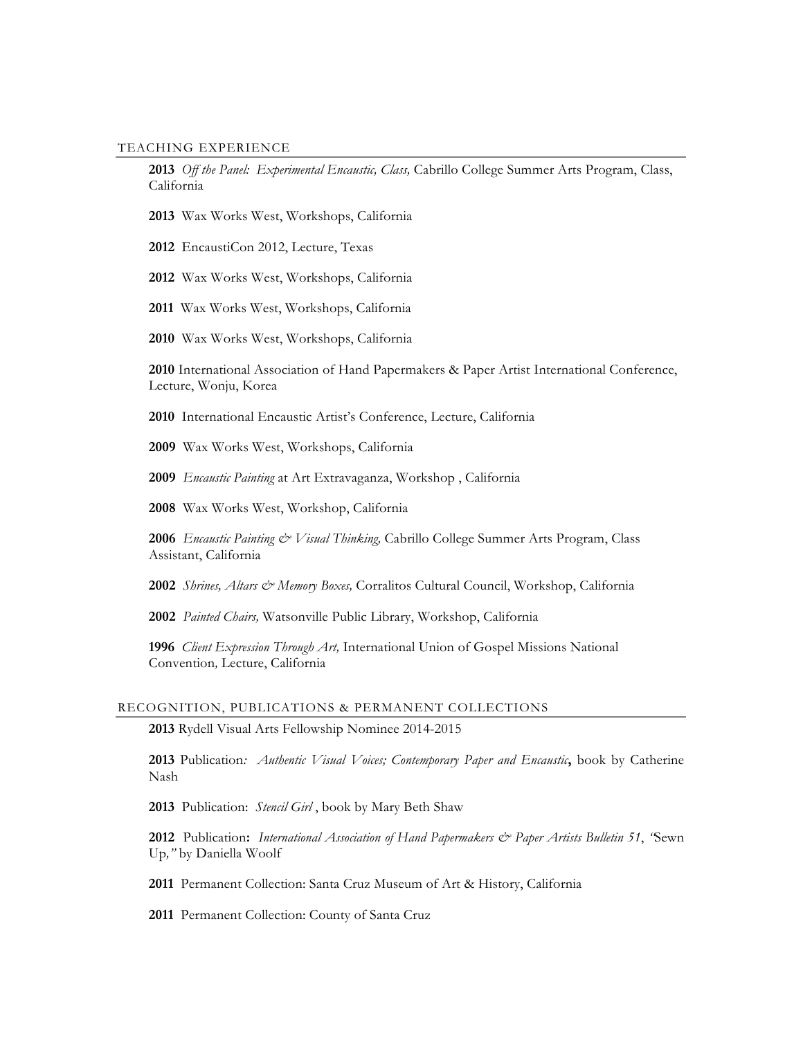## TEACHING EXPERIENCE

**2013** *Off the Panel: Experimental Encaustic, Class,* Cabrillo College Summer Arts Program, Class, California

**2013** Wax Works West, Workshops, California

**2012** EncaustiCon 2012, Lecture, Texas

**2012** Wax Works West, Workshops, California

**2011** Wax Works West, Workshops, California

**2010** Wax Works West, Workshops, California

**2010** International Association of Hand Papermakers & Paper Artist International Conference, Lecture, Wonju, Korea

**2010** International Encaustic Artist's Conference, Lecture, California

**2009** Wax Works West, Workshops, California

**2009** *Encaustic Painting* at Art Extravaganza, Workshop , California

**2008** Wax Works West, Workshop, California

**2006** *Encaustic Painting & Visual Thinking,* Cabrillo College Summer Arts Program, Class Assistant, California

**2002** *Shrines, Altars & Memory Boxes,* Corralitos Cultural Council, Workshop, California

**2002** *Painted Chairs,* Watsonville Public Library, Workshop, California

**1996** *Client Expression Through Art,* International Union of Gospel Missions National Convention*,* Lecture, California

## RECOGNITION, PUBLICATIONS & PERMANENT COLLECTIONS

**2013** Rydell Visual Arts Fellowship Nominee 2014-2015

**2013** Publication*: Authentic Visual Voices; Contemporary Paper and Encaustic***,** book by Catherine Nash

**2013** Publication: *Stencil Girl* , book by Mary Beth Shaw

**2012** Publication**:** *International Association of Hand Papermakers & Paper Artists Bulletin 51*, *"*Sewn Up*,"* by Daniella Woolf

**2011** Permanent Collection: Santa Cruz Museum of Art & History, California

**2011** Permanent Collection: County of Santa Cruz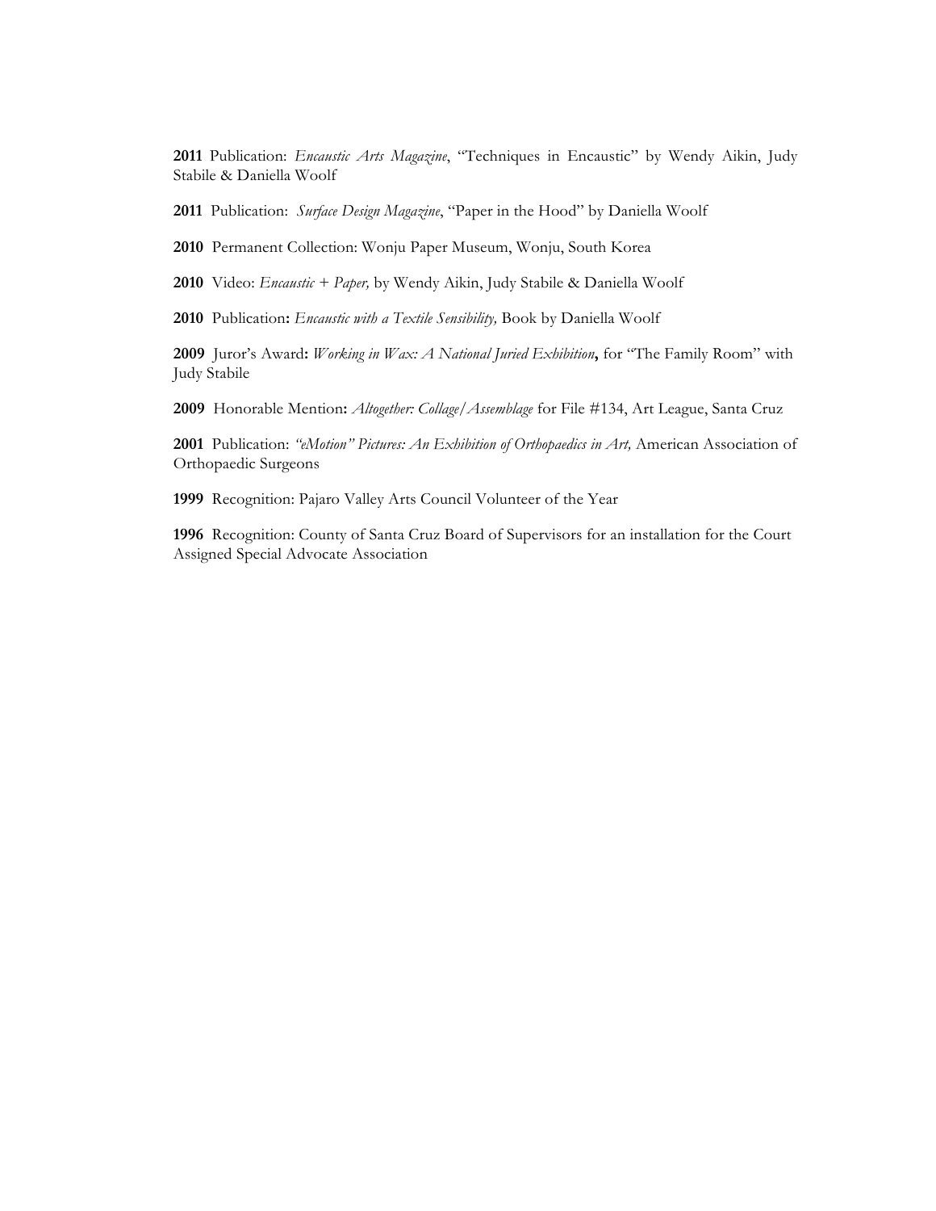**2011** Publication: *Encaustic Arts Magazine*, "Techniques in Encaustic" by Wendy Aikin, Judy Stabile & Daniella Woolf

**2011** Publication: *Surface Design Magazine*, "Paper in the Hood" by Daniella Woolf

**2010** Permanent Collection: Wonju Paper Museum, Wonju, South Korea

**2010** Video: *Encaustic + Paper,* by Wendy Aikin, Judy Stabile & Daniella Woolf

**2010** Publication**:** *Encaustic with a Textile Sensibility,* Book by Daniella Woolf

**2009** Juror's Award**:** *Working in Wax: A National Juried Exhibition***,** for "The Family Room" with Judy Stabile

**2009** Honorable Mention**:** *Altogether: Collage/Assemblage* for File #134, Art League, Santa Cruz

**2001** Publication: *"eMotion" Pictures: An Exhibition of Orthopaedics in Art,* American Association of Orthopaedic Surgeons

**1999** Recognition: Pajaro Valley Arts Council Volunteer of the Year

**1996** Recognition: County of Santa Cruz Board of Supervisors for an installation for the Court Assigned Special Advocate Association